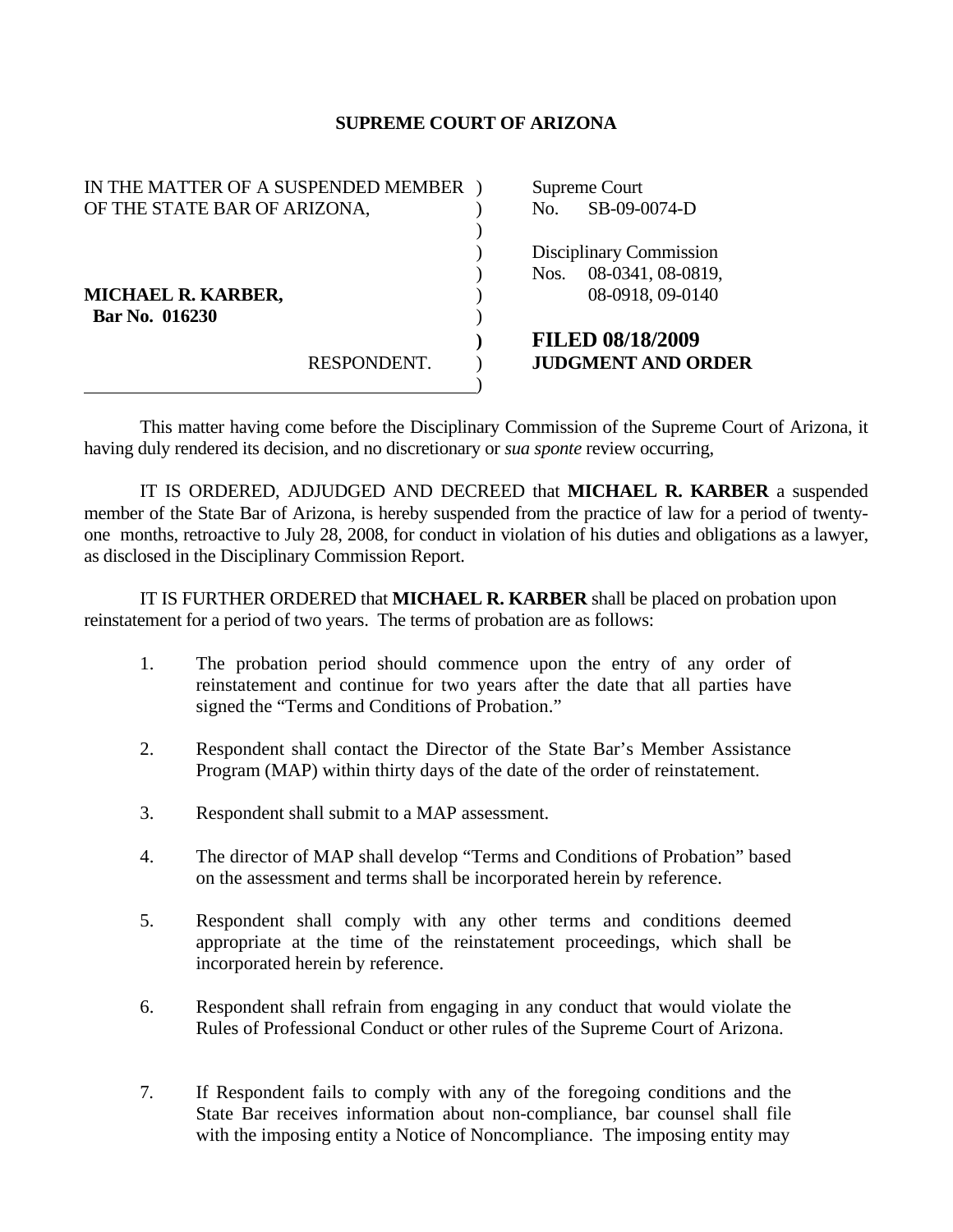# SUPREME COURT OF ARIZONA

| | |
|---|---|
| IN THE MATTER OF A SUSPENDED MEMBER OF THE STATE BAR OF ARIZONA, | Supreme Court No. SB-09-0074-D |
| | Disciplinary Commission Nos. 08-0341, 08-0819, 08-0918, 09-0140 |
| **MICHAEL R. KARBER,** **Bar No. 016230** | |
| RESPONDENT. | **FILED 08/18/2009** **JUDGMENT AND ORDER** |

This matter having come before the Disciplinary Commission of the Supreme Court of Arizona, it having duly rendered its decision, and no discretionary or *sua sponte* review occurring,

IT IS ORDERED, ADJUDGED AND DECREED that **MICHAEL R. KARBER** a suspended member of the State Bar of Arizona, is hereby suspended from the practice of law for a period of twenty-one months, retroactive to July 28, 2008, for conduct in violation of his duties and obligations as a lawyer, as disclosed in the Disciplinary Commission Report.

IT IS FURTHER ORDERED that **MICHAEL R. KARBER** shall be placed on probation upon reinstatement for a period of two years. The terms of probation are as follows:

1. The probation period should commence upon the entry of any order of reinstatement and continue for two years after the date that all parties have signed the "Terms and Conditions of Probation."

2. Respondent shall contact the Director of the State Bar's Member Assistance Program (MAP) within thirty days of the date of the order of reinstatement.

3. Respondent shall submit to a MAP assessment.

4. The director of MAP shall develop "Terms and Conditions of Probation" based on the assessment and terms shall be incorporated herein by reference.

5. Respondent shall comply with any other terms and conditions deemed appropriate at the time of the reinstatement proceedings, which shall be incorporated herein by reference.

6. Respondent shall refrain from engaging in any conduct that would violate the Rules of Professional Conduct or other rules of the Supreme Court of Arizona.

7. If Respondent fails to comply with any of the foregoing conditions and the State Bar receives information about non-compliance, bar counsel shall file with the imposing entity a Notice of Noncompliance. The imposing entity may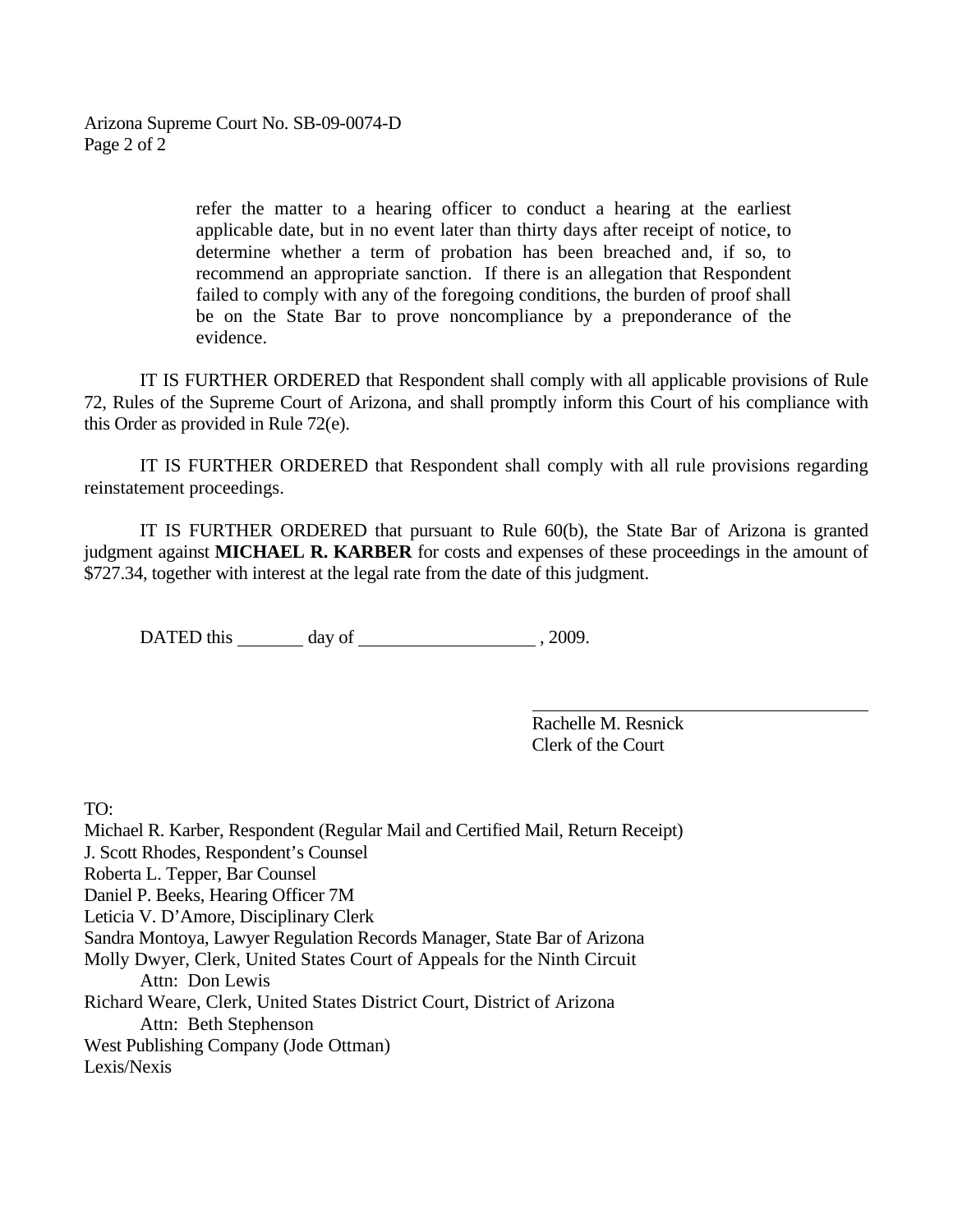refer the matter to a hearing officer to conduct a hearing at the earliest applicable date, but in no event later than thirty days after receipt of notice, to determine whether a term of probation has been breached and, if so, to recommend an appropriate sanction. If there is an allegation that Respondent failed to comply with any of the foregoing conditions, the burden of proof shall be on the State Bar to prove noncompliance by a preponderance of the evidence.

IT IS FURTHER ORDERED that Respondent shall comply with all applicable provisions of Rule 72, Rules of the Supreme Court of Arizona, and shall promptly inform this Court of his compliance with this Order as provided in Rule 72(e).

IT IS FURTHER ORDERED that Respondent shall comply with all rule provisions regarding reinstatement proceedings.

IT IS FURTHER ORDERED that pursuant to Rule 60(b), the State Bar of Arizona is granted judgment against **MICHAEL R. KARBER** for costs and expenses of these proceedings in the amount of $727.34, together with interest at the legal rate from the date of this judgment.

DATED this _______ day of __________________ , 2009.

_________________________________
Rachelle M. Resnick
Clerk of the Court

TO:
Michael R. Karber, Respondent (Regular Mail and Certified Mail, Return Receipt)
J. Scott Rhodes, Respondent's Counsel
Roberta L. Tepper, Bar Counsel
Daniel P. Beeks, Hearing Officer 7M
Leticia V. D'Amore, Disciplinary Clerk
Sandra Montoya, Lawyer Regulation Records Manager, State Bar of Arizona
Molly Dwyer, Clerk, United States Court of Appeals for the Ninth Circuit
  Attn: Don Lewis
Richard Weare, Clerk, United States District Court, District of Arizona
  Attn: Beth Stephenson
West Publishing Company (Jode Ottman)
Lexis/Nexis